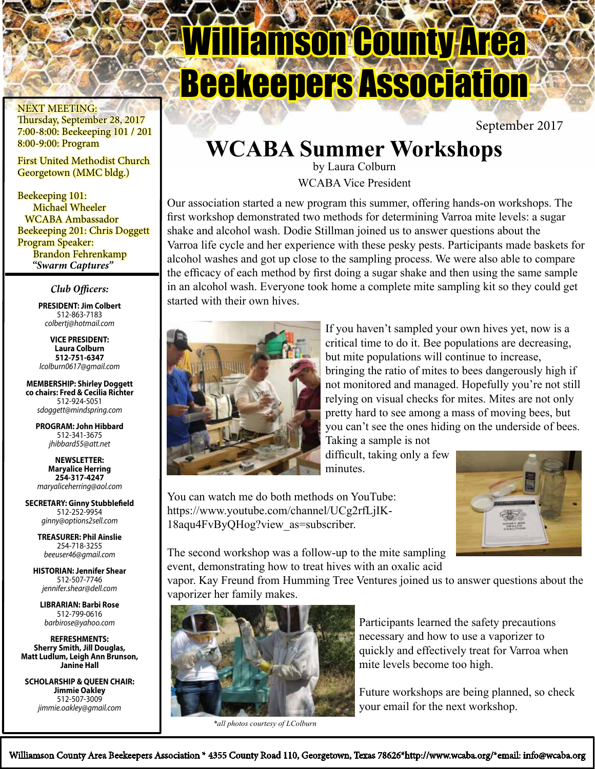# Williamson County Area Beekeepers Association

September 2017

NEXT MEETING:
Thursday, September 28, 2017
7:00-8:00: Beekeeping 101 / 201
8:00-9:00: Program

First United Methodist Church
Georgetown (MMC bldg.)

Beekeeping 101:
Michael Wheeler
WCABA Ambassador
Beekeeping 201: Chris Doggett
Program Speaker:
Brandon Fehrenkamp
*"Swarm Captures"*

### *Club Officers:*

**PRESIDENT: Jim Colbert**
512-863-7183
*colbertj@hotmail.com*

**VICE PRESIDENT:**
**Laura Colburn**
**512-751-6347**
*lcolburn0617@gmail.com*

**MEMBERSHIP: Shirley Doggett**
**co chairs: Fred & Cecilia Richter**
512-924-5051
*sdoggett@mindspring.com*

**PROGRAM: John Hibbard**
512-341-3675
*jhibbard55@att.net*

**NEWSLETTER:**
**Maryalice Herring**
**254-317-4247**
*maryaliceherring@aol.com*

**SECRETARY: Ginny Stubblefield**
512-252-9954
*ginny@options2sell.com*

**TREASURER: Phil Ainslie**
254-718-3255
*beeuser46@gmail.com*

**HISTORIAN: Jennifer Shear**
512-507-7746
*jennifer.shear@dell.com*

**LIBRARIAN: Barbi Rose**
512-799-0616
*barbirose@yahoo.com*

**REFRESHMENTS:**
**Sherry Smith, Jill Douglas,**
**Matt Ludlum, Leigh Ann Brunson,**
**Janine Hall**

**SCHOLARSHIP & QUEEN CHAIR:**
**Jimmie Oakley**
512-507-3009
*jimmie.oakley@gmail.com*

## WCABA Summer Workshops

by Laura Colburn
WCABA Vice President

Our association started a new program this summer, offering hands-on workshops. The first workshop demonstrated two methods for determining Varroa mite levels: a sugar shake and alcohol wash. Dodie Stillman joined us to answer questions about the Varroa life cycle and her experience with these pesky pests. Participants made baskets for alcohol washes and got up close to the sampling process. We were also able to compare the efficacy of each method by first doing a sugar shake and then using the same sample in an alcohol wash. Everyone took home a complete mite sampling kit so they could get started with their own hives.

If you haven't sampled your own hives yet, now is a critical time to do it. Bee populations are decreasing, but mite populations will continue to increase, bringing the ratio of mites to bees dangerously high if not monitored and managed. Hopefully you're not still relying on visual checks for mites. Mites are not only pretty hard to see among a mass of moving bees, but you can't see the ones hiding on the underside of bees. Taking a sample is not difficult, taking only a few minutes.

You can watch me do both methods on YouTube: https://www.youtube.com/channel/UCg2rfLjIK-18aqu4FvByQHog?view_as=subscriber.

The second workshop was a follow-up to the mite sampling event, demonstrating how to treat hives with an oxalic acid vapor. Kay Freund from Humming Tree Ventures joined us to answer questions about the vaporizer her family makes.

Participants learned the safety precautions necessary and how to use a vaporizer to quickly and effectively treat for Varroa when mite levels become too high.

Future workshops are being planned, so check your email for the next workshop.

*\*all photos courtesy of LColburn*

Williamson County Area Beekeepers Association * 4355 County Road 110, Georgetown, Texas 78626*http://www.wcaba.org/*email: info@wcaba.org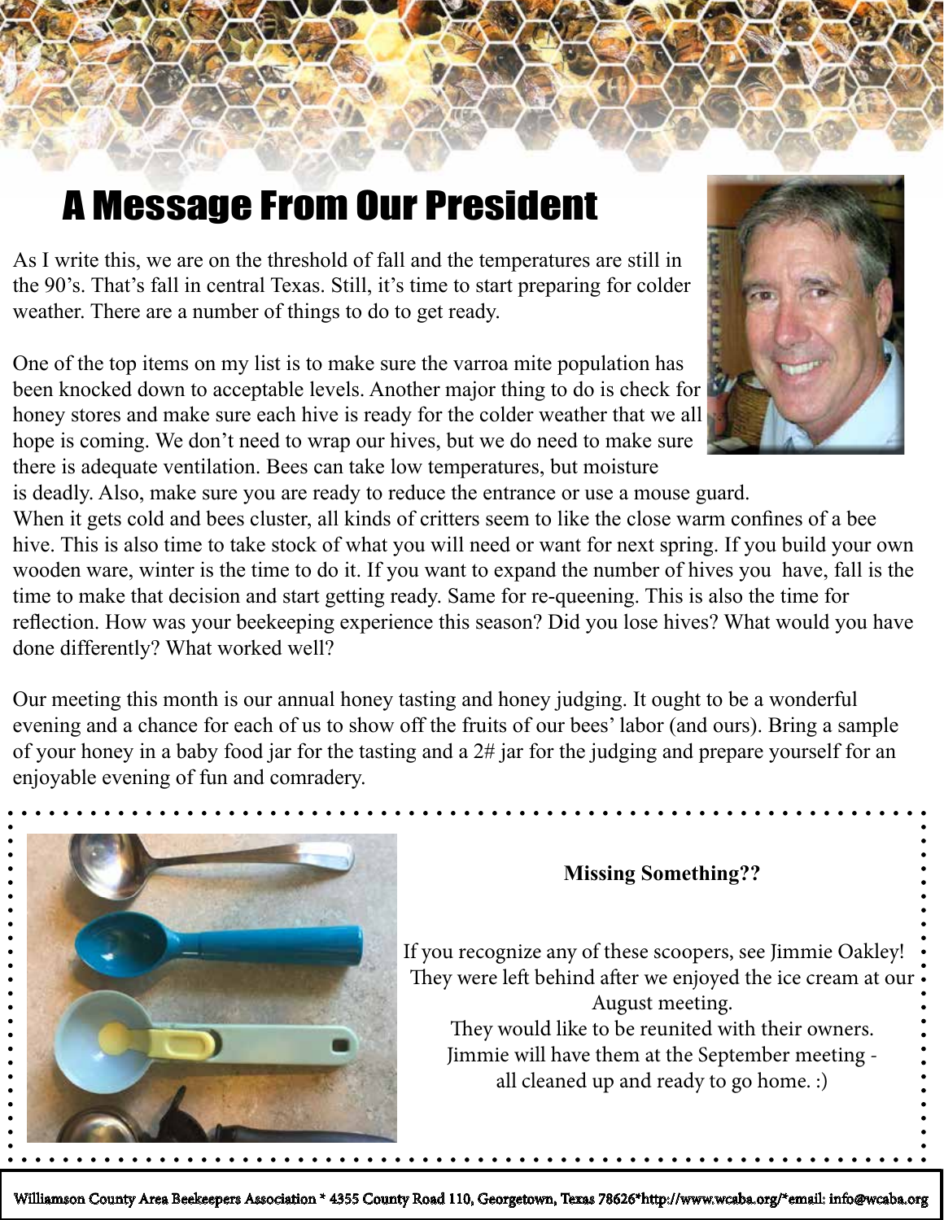# A Message From Our President

As I write this, we are on the threshold of fall and the temperatures are still in the 90's. That's fall in central Texas. Still, it's time to start preparing for colder weather. There are a number of things to do to get ready.

One of the top items on my list is to make sure the varroa mite population has been knocked down to acceptable levels. Another major thing to do is check for honey stores and make sure each hive is ready for the colder weather that we all hope is coming. We don't need to wrap our hives, but we do need to make sure there is adequate ventilation. Bees can take low temperatures, but moisture is deadly. Also, make sure you are ready to reduce the entrance or use a mouse guard. When it gets cold and bees cluster, all kinds of critters seem to like the close warm confines of a bee hive. This is also time to take stock of what you will need or want for next spring. If you build your own wooden ware, winter is the time to do it. If you want to expand the number of hives you have, fall is the time to make that decision and start getting ready. Same for re-queening. This is also the time for reflection. How was your beekeeping experience this season? Did you lose hives? What would you have done differently? What worked well?

Our meeting this month is our annual honey tasting and honey judging. It ought to be a wonderful evening and a chance for each of us to show off the fruits of our bees' labor (and ours). Bring a sample of your honey in a baby food jar for the tasting and a 2# jar for the judging and prepare yourself for an enjoyable evening of fun and comradery.

**Missing Something??**

If you recognize any of these scoopers, see Jimmie Oakley! They were left behind after we enjoyed the ice cream at our August meeting. They would like to be reunited with their owners. Jimmie will have them at the September meeting - all cleaned up and ready to go home. :)

Williamson County Area Beekeepers Association * 4355 County Road 110, Georgetown, Texas 78626*http://www.wcaba.org/*email: info@wcaba.org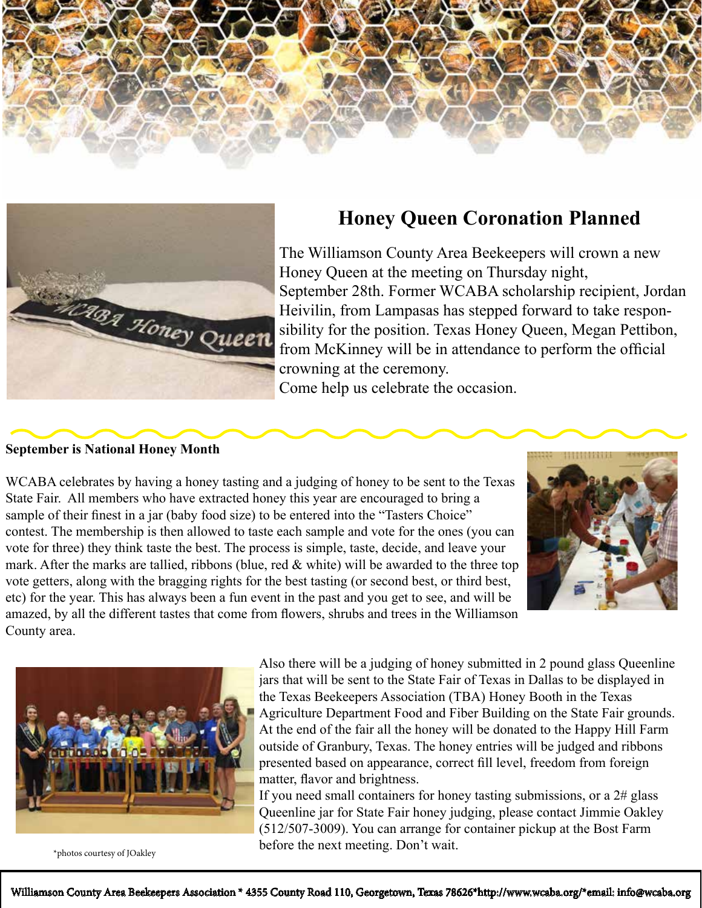## Honey Queen Coronation Planned

The Williamson County Area Beekeepers will crown a new Honey Queen at the meeting on Thursday night, September 28th. Former WCABA scholarship recipient, Jordan Heivilin, from Lampasas has stepped forward to take responsibility for the position. Texas Honey Queen, Megan Pettibon, from McKinney will be in attendance to perform the official crowning at the ceremony.

Come help us celebrate the occasion.

**September is National Honey Month**

WCABA celebrates by having a honey tasting and a judging of honey to be sent to the Texas State Fair. All members who have extracted honey this year are encouraged to bring a sample of their finest in a jar (baby food size) to be entered into the "Tasters Choice" contest. The membership is then allowed to taste each sample and vote for the ones (you can vote for three) they think taste the best. The process is simple, taste, decide, and leave your mark. After the marks are tallied, ribbons (blue, red & white) will be awarded to the three top vote getters, along with the bragging rights for the best tasting (or second best, or third best, etc) for the year. This has always been a fun event in the past and you get to see, and will be amazed, by all the different tastes that come from flowers, shrubs and trees in the Williamson County area.

Also there will be a judging of honey submitted in 2 pound glass Queenline jars that will be sent to the State Fair of Texas in Dallas to be displayed in the Texas Beekeepers Association (TBA) Honey Booth in the Texas Agriculture Department Food and Fiber Building on the State Fair grounds. At the end of the fair all the honey will be donated to the Happy Hill Farm outside of Granbury, Texas. The honey entries will be judged and ribbons presented based on appearance, correct fill level, freedom from foreign matter, flavor and brightness.

If you need small containers for honey tasting submissions, or a 2# glass Queenline jar for State Fair honey judging, please contact Jimmie Oakley (512/507-3009). You can arrange for container pickup at the Bost Farm before the next meeting. Don't wait.

*photos courtesy of JOakley

Williamson County Area Beekeepers Association * 4355 County Road 110, Georgetown, Texas 78626*http://www.wcaba.org/*email: info@wcaba.org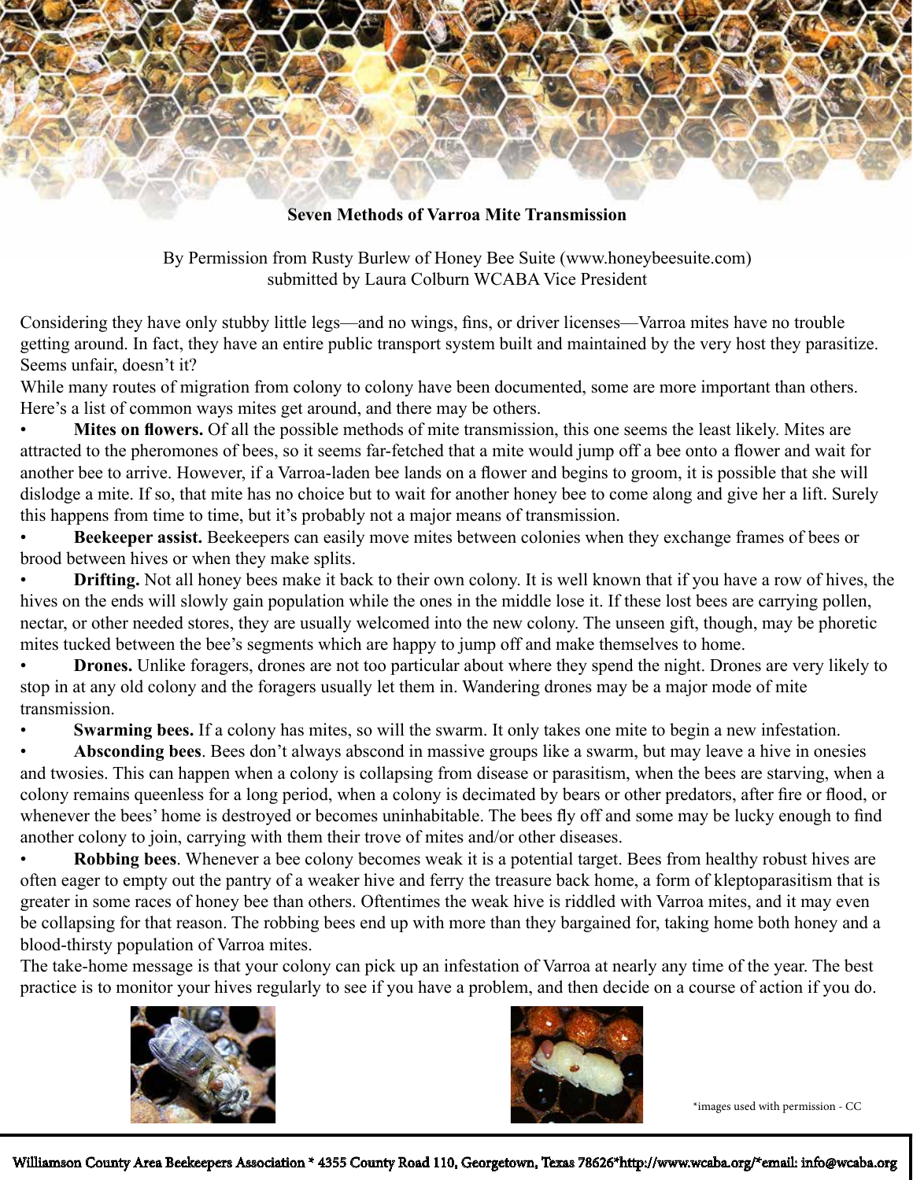# Seven Methods of Varroa Mite Transmission

By Permission from Rusty Burlew of Honey Bee Suite (www.honeybeesuite.com)
submitted by Laura Colburn WCABA Vice President

Considering they have only stubby little legs—and no wings, fins, or driver licenses—Varroa mites have no trouble getting around. In fact, they have an entire public transport system built and maintained by the very host they parasitize. Seems unfair, doesn't it?

While many routes of migration from colony to colony have been documented, some are more important than others. Here's a list of common ways mites get around, and there may be others.

- **Mites on flowers.** Of all the possible methods of mite transmission, this one seems the least likely. Mites are attracted to the pheromones of bees, so it seems far-fetched that a mite would jump off a bee onto a flower and wait for another bee to arrive. However, if a Varroa-laden bee lands on a flower and begins to groom, it is possible that she will dislodge a mite. If so, that mite has no choice but to wait for another honey bee to come along and give her a lift. Surely this happens from time to time, but it's probably not a major means of transmission.
- **Beekeeper assist.** Beekeepers can easily move mites between colonies when they exchange frames of bees or brood between hives or when they make splits.
- **Drifting.** Not all honey bees make it back to their own colony. It is well known that if you have a row of hives, the hives on the ends will slowly gain population while the ones in the middle lose it. If these lost bees are carrying pollen, nectar, or other needed stores, they are usually welcomed into the new colony. The unseen gift, though, may be phoretic mites tucked between the bee's segments which are happy to jump off and make themselves to home.
- **Drones.** Unlike foragers, drones are not too particular about where they spend the night. Drones are very likely to stop in at any old colony and the foragers usually let them in. Wandering drones may be a major mode of mite transmission.
- **Swarming bees.** If a colony has mites, so will the swarm. It only takes one mite to begin a new infestation.
- **Absconding bees**. Bees don't always abscond in massive groups like a swarm, but may leave a hive in onesies and twosies. This can happen when a colony is collapsing from disease or parasitism, when the bees are starving, when a colony remains queenless for a long period, when a colony is decimated by bears or other predators, after fire or flood, or whenever the bees' home is destroyed or becomes uninhabitable. The bees fly off and some may be lucky enough to find another colony to join, carrying with them their trove of mites and/or other diseases.
- **Robbing bees**. Whenever a bee colony becomes weak it is a potential target. Bees from healthy robust hives are often eager to empty out the pantry of a weaker hive and ferry the treasure back home, a form of kleptoparasitism that is greater in some races of honey bee than others. Oftentimes the weak hive is riddled with Varroa mites, and it may even be collapsing for that reason. The robbing bees end up with more than they bargained for, taking home both honey and a blood-thirsty population of Varroa mites.

The take-home message is that your colony can pick up an infestation of Varroa at nearly any time of the year. The best practice is to monitor your hives regularly to see if you have a problem, and then decide on a course of action if you do.

*images used with permission - CC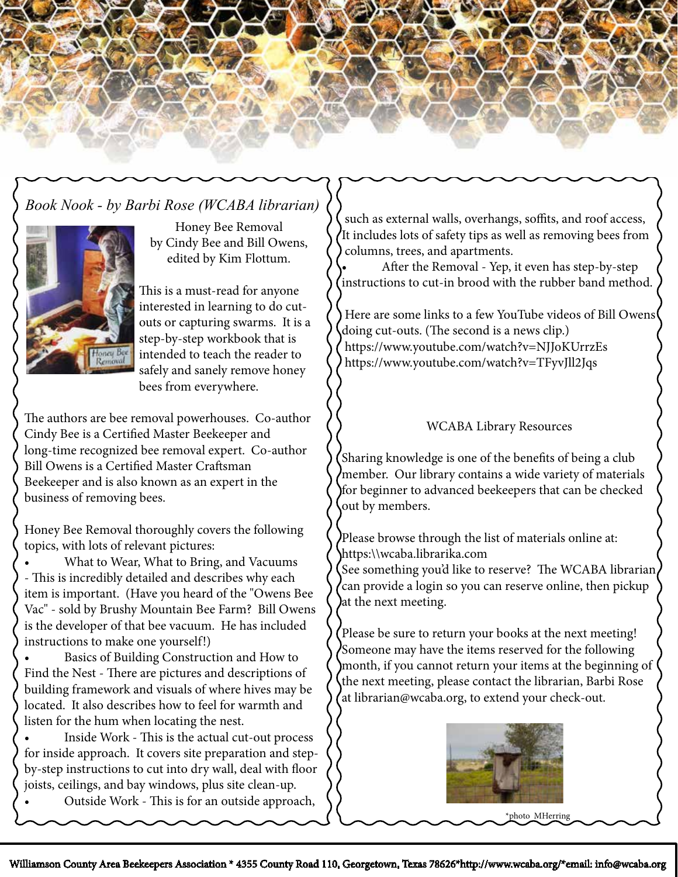*Book Nook - by Barbi Rose (WCABA librarian)*

Honey Bee Removal
by Cindy Bee and Bill Owens,
edited by Kim Flottum.

This is a must-read for anyone interested in learning to do cut-outs or capturing swarms. It is a step-by-step workbook that is intended to teach the reader to safely and sanely remove honey bees from everywhere.

The authors are bee removal powerhouses. Co-author Cindy Bee is a Certified Master Beekeeper and long-time recognized bee removal expert. Co-author Bill Owens is a Certified Master Craftsman Beekeeper and is also known as an expert in the business of removing bees.

Honey Bee Removal thoroughly covers the following topics, with lots of relevant pictures:

- What to Wear, What to Bring, and Vacuums - This is incredibly detailed and describes why each item is important. (Have you heard of the "Owens Bee Vac" - sold by Brushy Mountain Bee Farm? Bill Owens is the developer of that bee vacuum. He has included instructions to make one yourself!)
- Basics of Building Construction and How to Find the Nest - There are pictures and descriptions of building framework and visuals of where hives may be located. It also describes how to feel for warmth and listen for the hum when locating the nest.
- Inside Work - This is the actual cut-out process for inside approach. It covers site preparation and step-by-step instructions to cut into dry wall, deal with floor joists, ceilings, and bay windows, plus site clean-up.
- Outside Work - This is for an outside approach, such as external walls, overhangs, soffits, and roof access, It includes lots of safety tips as well as removing bees from columns, trees, and apartments.
- After the Removal - Yep, it even has step-by-step instructions to cut-in brood with the rubber band method.

Here are some links to a few YouTube videos of Bill Owens doing cut-outs. (The second is a news clip.)
https://www.youtube.com/watch?v=NJJoKUrrzEs
https://www.youtube.com/watch?v=TFyvJll2Jqs

WCABA Library Resources

Sharing knowledge is one of the benefits of being a club member. Our library contains a wide variety of materials for beginner to advanced beekeepers that can be checked out by members.

Please browse through the list of materials online at:
https:\\wcaba.librarika.com
See something you'd like to reserve? The WCABA librarian can provide a login so you can reserve online, then pickup at the next meeting.

Please be sure to return your books at the next meeting! Someone may have the items reserved for the following month, if you cannot return your items at the beginning of the next meeting, please contact the librarian, Barbi Rose at librarian@wcaba.org, to extend your check-out.

*photo MHerring

Williamson County Area Beekeepers Association * 4355 County Road 110, Georgetown, Texas 78626*http://www.wcaba.org/*email: info@wcaba.org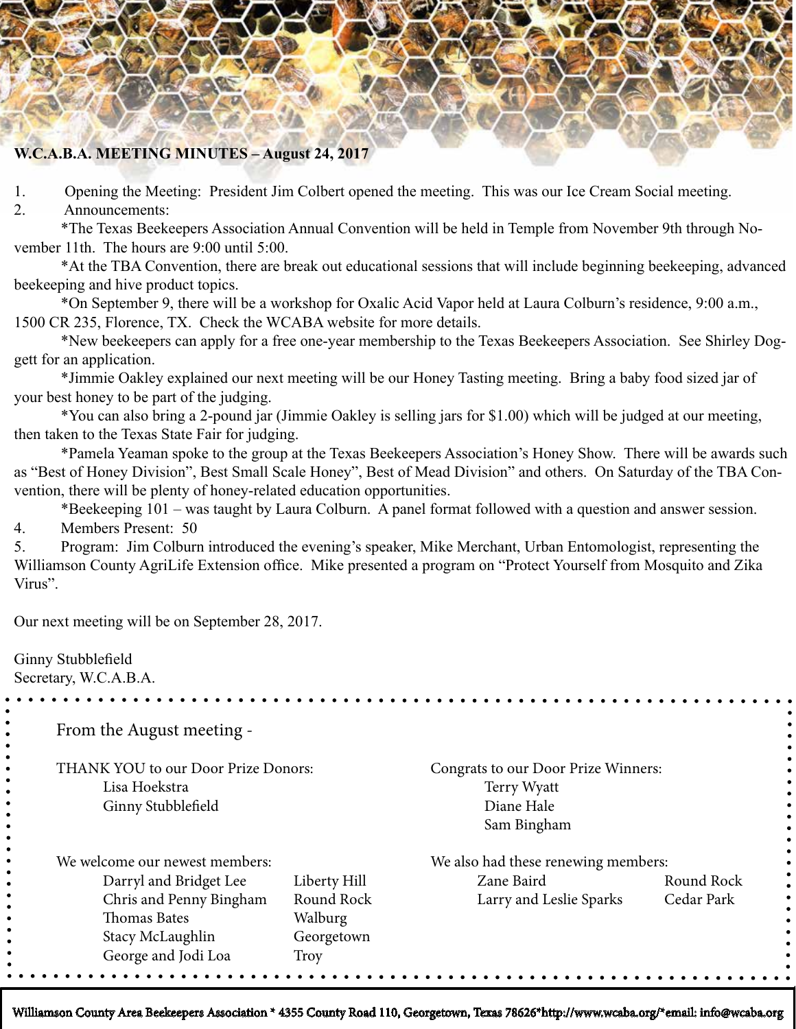**W.C.A.B.A. MEETING MINUTES – August 24, 2017**

1. Opening the Meeting: President Jim Colbert opened the meeting. This was our Ice Cream Social meeting.
2. Announcements:

*The Texas Beekeepers Association Annual Convention will be held in Temple from November 9th through November 11th. The hours are 9:00 until 5:00.

*At the TBA Convention, there are break out educational sessions that will include beginning beekeeping, advanced beekeeping and hive product topics.

*On September 9, there will be a workshop for Oxalic Acid Vapor held at Laura Colburn's residence, 9:00 a.m., 1500 CR 235, Florence, TX. Check the WCABA website for more details.

*New beekeepers can apply for a free one-year membership to the Texas Beekeepers Association. See Shirley Doggett for an application.

*Jimmie Oakley explained our next meeting will be our Honey Tasting meeting. Bring a baby food sized jar of your best honey to be part of the judging.

*You can also bring a 2-pound jar (Jimmie Oakley is selling jars for $1.00) which will be judged at our meeting, then taken to the Texas State Fair for judging.

*Pamela Yeaman spoke to the group at the Texas Beekeepers Association's Honey Show. There will be awards such as "Best of Honey Division", Best Small Scale Honey", Best of Mead Division" and others. On Saturday of the TBA Convention, there will be plenty of honey-related education opportunities.

*Beekeeping 101 – was taught by Laura Colburn. A panel format followed with a question and answer session.

4. Members Present: 50
5. Program: Jim Colburn introduced the evening's speaker, Mike Merchant, Urban Entomologist, representing the Williamson County AgriLife Extension office. Mike presented a program on "Protect Yourself from Mosquito and Zika Virus".

Our next meeting will be on September 28, 2017.

Ginny Stubblefield
Secretary, W.C.A.B.A.

---

From the August meeting -

THANK YOU to our Door Prize Donors:
- Lisa Hoekstra
- Ginny Stubblefield

Congrats to our Door Prize Winners:
- Terry Wyatt
- Diane Hale
- Sam Bingham

We welcome our newest members:

| | |
|---|---|
| Darryl and Bridget Lee | Liberty Hill |
| Chris and Penny Bingham | Round Rock |
| Thomas Bates | Walburg |
| Stacy McLaughlin | Georgetown |
| George and Jodi Loa | Troy |

We also had these renewing members:

| | |
|---|---|
| Zane Baird | Round Rock |
| Larry and Leslie Sparks | Cedar Park |

Williamson County Area Beekeepers Association * 4355 County Road 110, Georgetown, Texas 78626*http://www.wcaba.org/*email: info@wcaba.org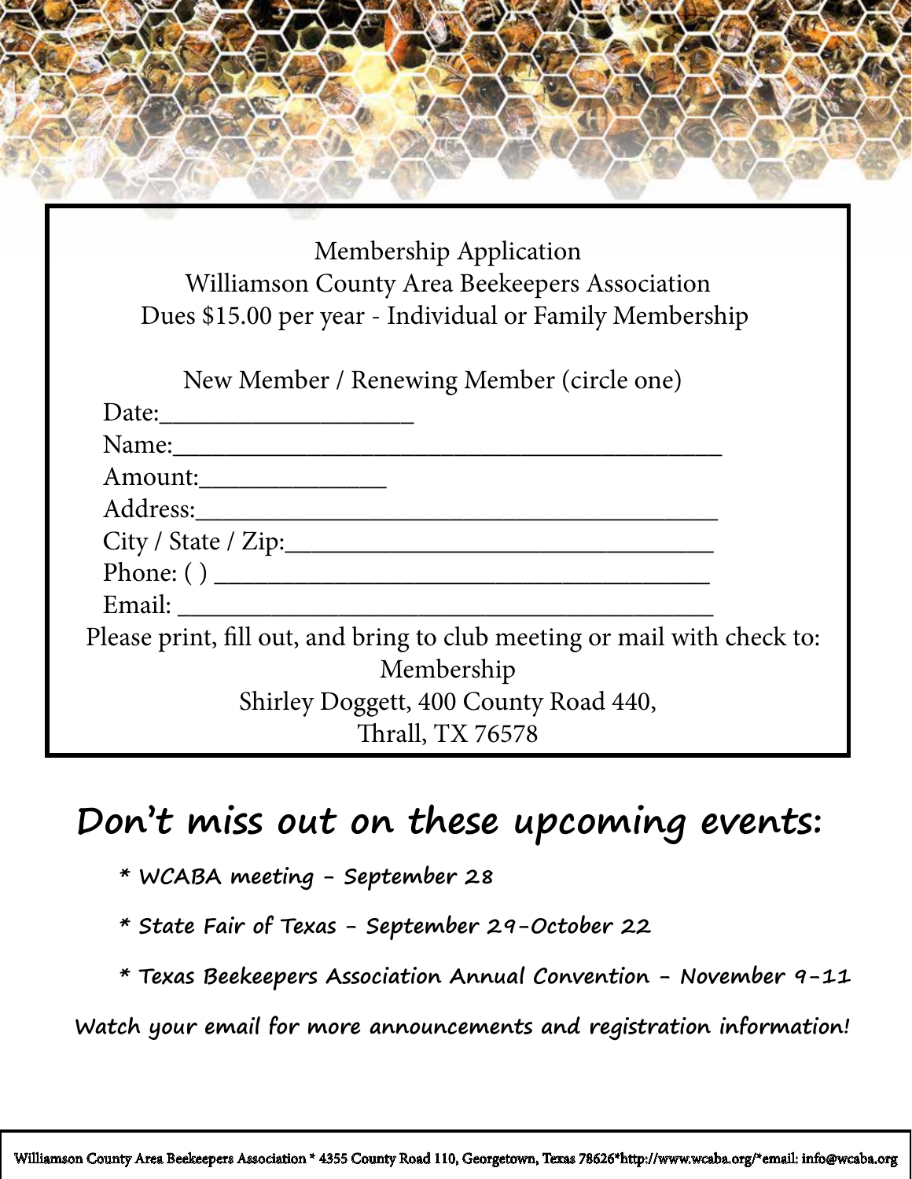Membership Application
Williamson County Area Beekeepers Association
Dues $15.00 per year - Individual or Family Membership

New Member / Renewing Member (circle one)

Date:___________________

Name:_________________________________________

Amount:______________

Address:_______________________________________

City / State / Zip:________________________________

Phone: ( ) _____________________________________

Email: ________________________________________

Please print, fill out, and bring to club meeting or mail with check to:
Membership
Shirley Doggett, 400 County Road 440,
Thrall, TX 76578

## Don't miss out on these upcoming events:

* WCABA meeting - September 28
* State Fair of Texas - September 29-October 22
* Texas Beekeepers Association Annual Convention - November 9-11

**Watch your email for more announcements and registration information!**

Williamson County Area Beekeepers Association * 4355 County Road 110, Georgetown, Texas 78626*http://www.wcaba.org/*email: info@wcaba.org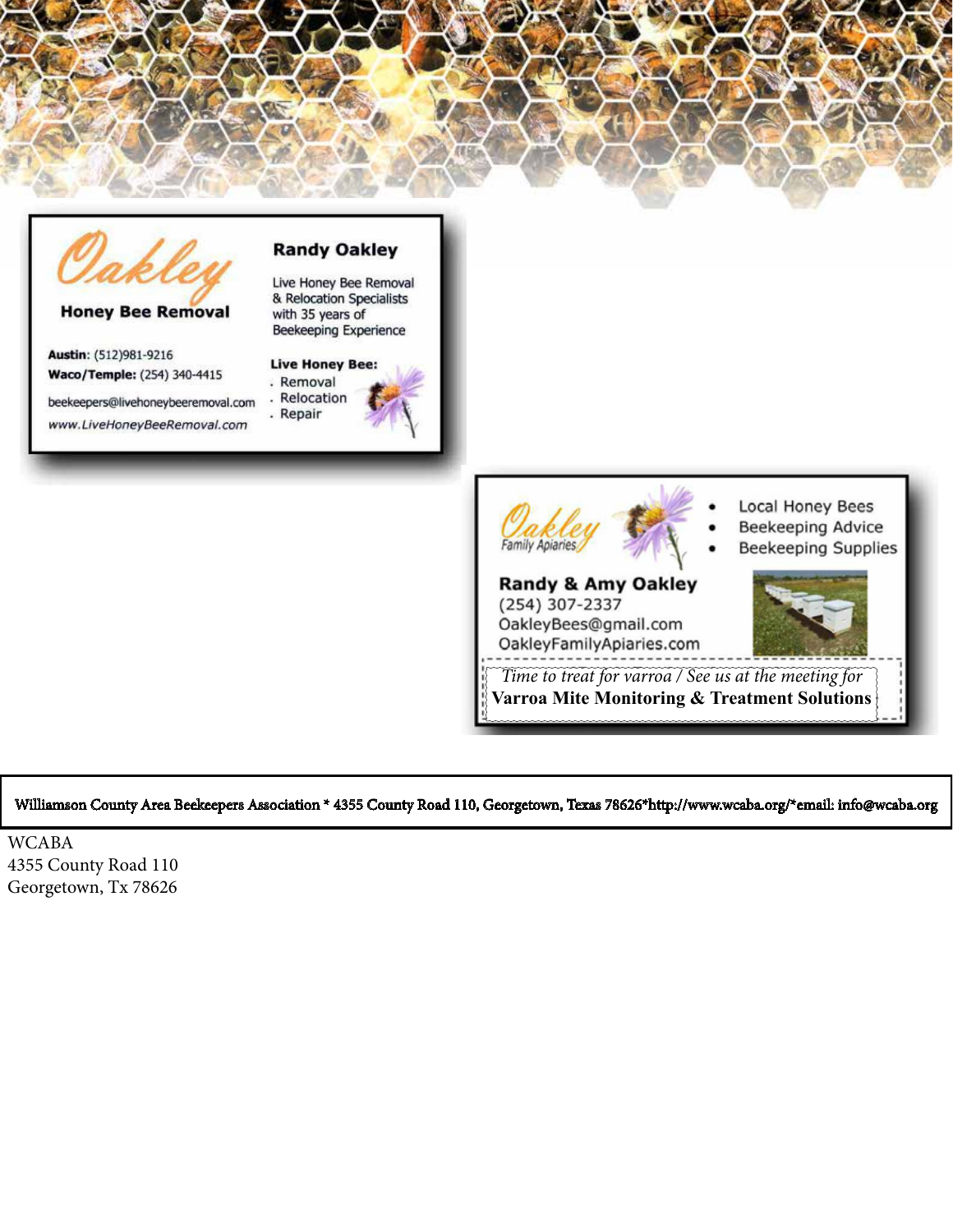**Oakley**

**Honey Bee Removal**

**Randy Oakley**

Live Honey Bee Removal & Relocation Specialists with 35 years of Beekeeping Experience

**Austin**: (512)981-9216

**Waco/Temple:** (254) 340-4415

beekeepers@livehoneybeeremoval.com

*www.LiveHoneyBeeRemoval.com*

**Live Honey Bee:**

- Removal
- Relocation
- Repair

---

**Oakley** *Family Apiaries*

- Local Honey Bees
- Beekeeping Advice
- Beekeeping Supplies

**Randy & Amy Oakley**

(254) 307-2337

OakleyBees@gmail.com

OakleyFamilyApiaries.com

*Time to treat for varroa / See us at the meeting for*

**Varroa Mite Monitoring & Treatment Solutions**

---

Williamson County Area Beekeepers Association * 4355 County Road 110, Georgetown, Texas 78626*http://www.wcaba.org/*email: info@wcaba.org

WCABA
4355 County Road 110
Georgetown, Tx 78626